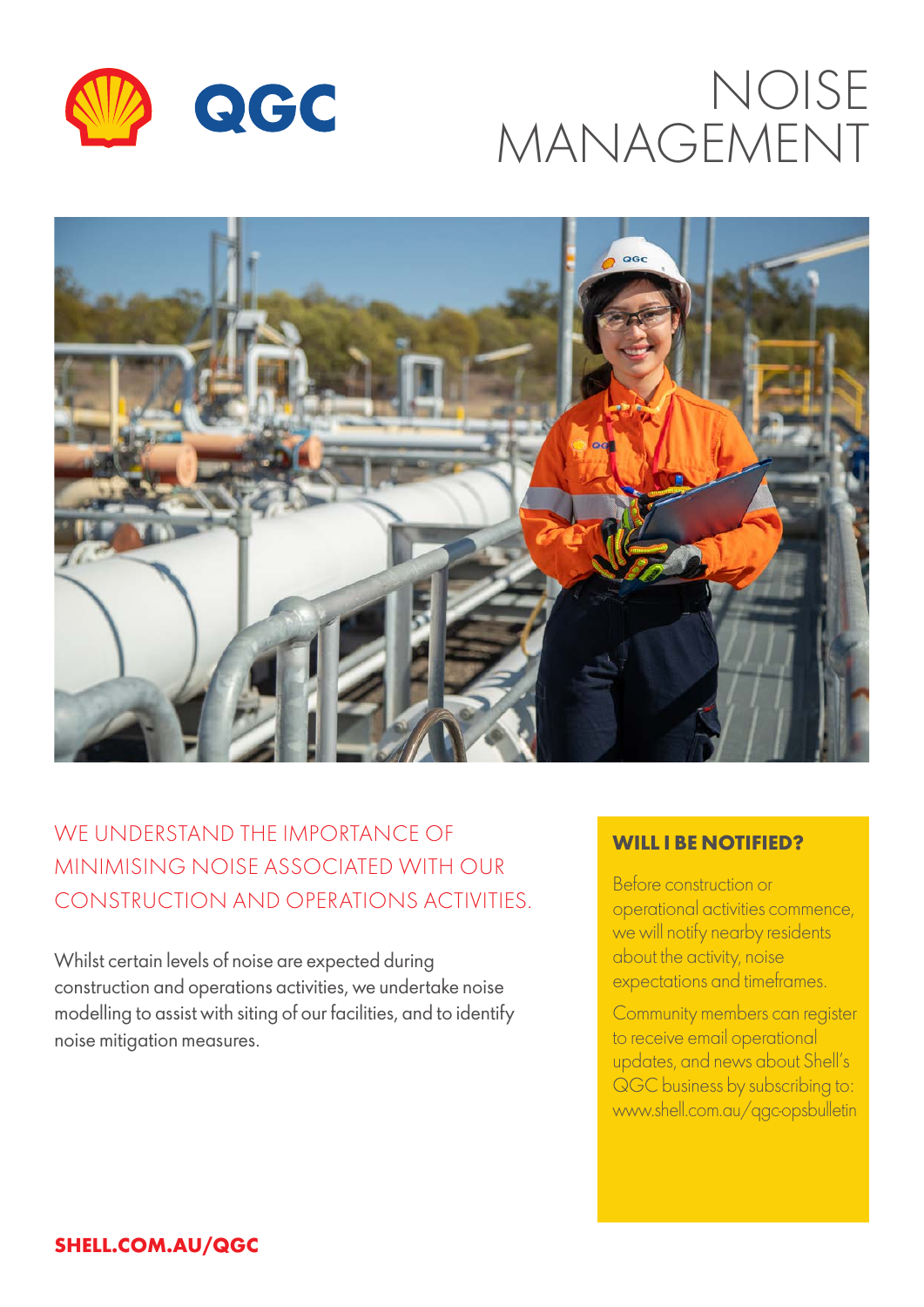# NOISE MANAGEMENT

## WE UNDERSTAND THE IMPORTANCE OF MINIMISING NOISE ASSOCIATED WITH OUR CONSTRUCTION AND OPERATIONS ACTIVITIES.

Whilst certain levels of noise are expected during construction and operations activities, we undertake noise modelling to assist with siting of our facilities, and to identify noise mitigation measures.

### WILL I BE NOTIFIED?

Before construction or operational activities commence, we will notify nearby residents about the activity, noise expectations and timeframes.

Community members can register to receive email operational updates, and news about Shell's QGC business by subscribing to: www.shell.com.au/qgc-opsbulletin

**SHELL.COM.AU/QGC**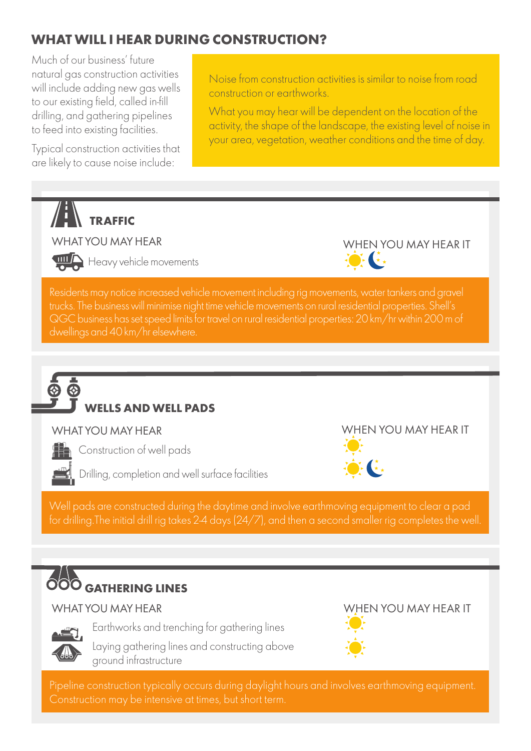## WHAT WILL I HEAR DURING CONSTRUCTION?

Much of our business' future natural gas construction activities will include adding new gas wells to our existing field, called in-fill drilling, and gathering pipelines to feed into existing facilities.

Typical construction activities that are likely to cause noise include:

Noise from construction activities is similar to noise from road construction or earthworks.

What you may hear will be dependent on the location of the activity, the shape of the landscape, the existing level of noise in your area, vegetation, weather conditions and the time of day.

### TRAFFIC

| WHAT YOU MAY HEAR | WHEN YOU MAY HEAR IT |
| --- | --- |
| Heavy vehicle movements | Day and night |

Residents may notice increased vehicle movement including rig movements, water tankers and gravel trucks. The business will minimise night time vehicle movements on rural residential properties. Shell's QGC business has set speed limits for travel on rural residential properties: 20 km/hr within 200 m of dwellings and 40 km/hr elsewhere.

### WELLS AND WELL PADS

| WHAT YOU MAY HEAR | WHEN YOU MAY HEAR IT |
| --- | --- |
| Construction of well pads | Day |
| Drilling, completion and well surface facilities | Day and night |

Well pads are constructed during the daytime and involve earthmoving equipment to clear a pad for drilling. The initial drill rig takes 2-4 days (24/7), and then a second smaller rig completes the well.

### GATHERING LINES

| WHAT YOU MAY HEAR | WHEN YOU MAY HEAR IT |
| --- | --- |
| Earthworks and trenching for gathering lines | Day |
| Laying gathering lines and constructing above ground infrastructure | Day |

Pipeline construction typically occurs during daylight hours and involves earthmoving equipment. Construction may be intensive at times, but short term.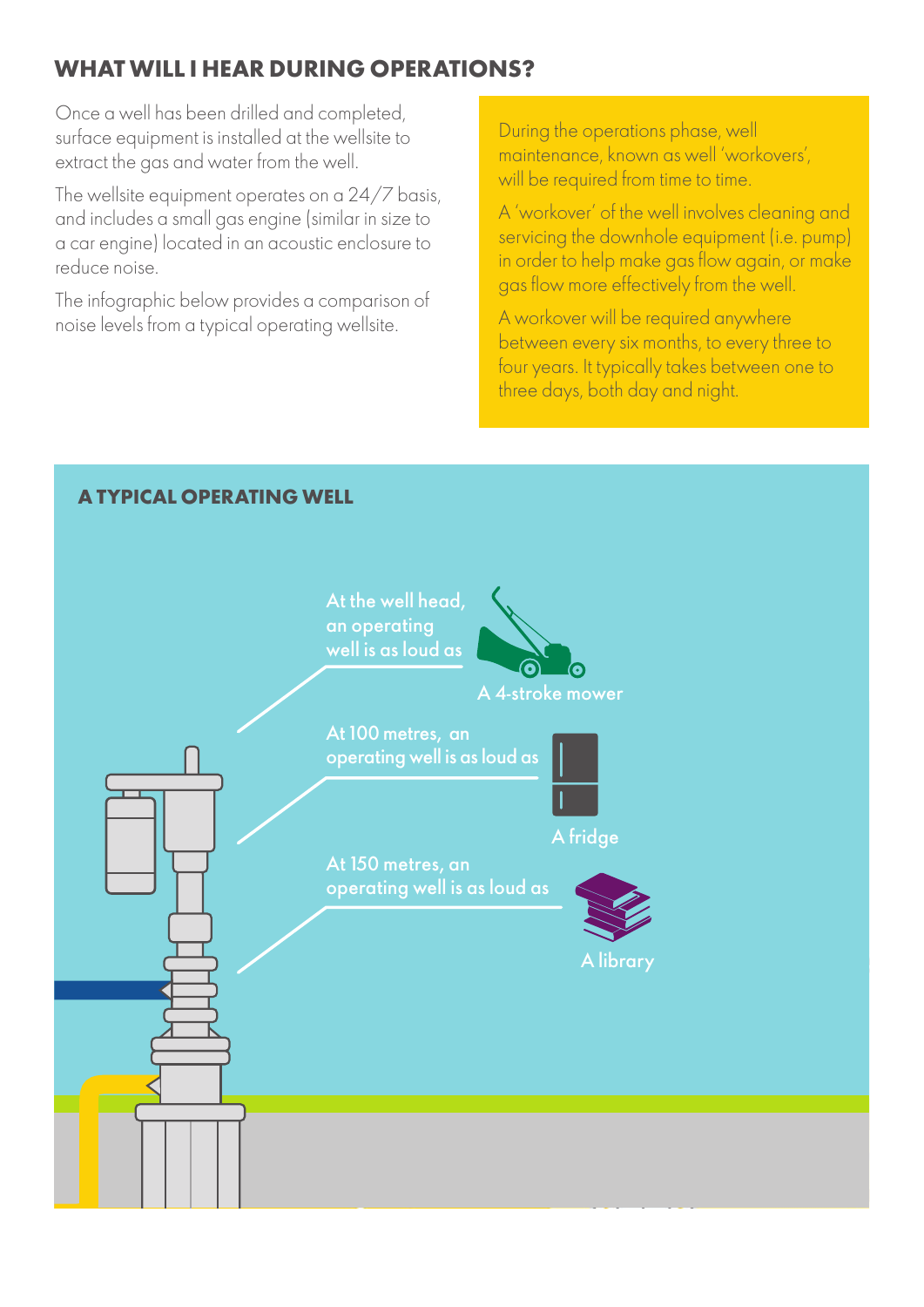## WHAT WILL I HEAR DURING OPERATIONS?

Once a well has been drilled and completed, surface equipment is installed at the wellsite to extract the gas and water from the well.

The wellsite equipment operates on a 24/7 basis, and includes a small gas engine (similar in size to a car engine) located in an acoustic enclosure to reduce noise.

The infographic below provides a comparison of noise levels from a typical operating wellsite.

During the operations phase, well maintenance, known as well 'workovers', will be required from time to time.

A 'workover' of the well involves cleaning and servicing the downhole equipment (i.e. pump) in order to help make gas flow again, or make gas flow more effectively from the well.

A workover will be required anywhere between every six months, to every three to four years. It typically takes between one to three days, both day and night.

### A TYPICAL OPERATING WELL

At the well head, an operating well is as loud as

A 4-stroke mower

At 100 metres, an operating well is as loud as

A fridge

At 150 metres, an operating well is as loud as

A library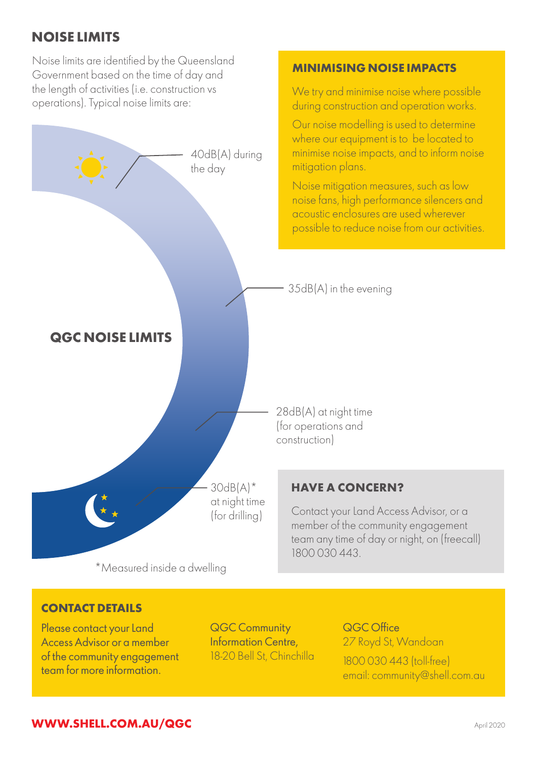## NOISE LIMITS

Noise limits are identified by the Queensland Government based on the time of day and the length of activities (i.e. construction vs operations). Typical noise limits are:

### QGC NOISE LIMITS

40dB(A) during the day

35dB(A) in the evening

28dB(A) at night time (for operations and construction)

30dB(A)* at night time (for drilling)

*Measured inside a dwelling

### MINIMISING NOISE IMPACTS

We try and minimise noise where possible during construction and operation works.

Our noise modelling is used to determine where our equipment is to be located to minimise noise impacts, and to inform noise mitigation plans.

Noise mitigation measures, such as low noise fans, high performance silencers and acoustic enclosures are used wherever possible to reduce noise from our activities.

### HAVE A CONCERN?

Contact your Land Access Advisor, or a member of the community engagement team any time of day or night, on (freecall) 1800 030 443.

### CONTACT DETAILS

Please contact your Land Access Advisor or a member of the community engagement team for more information.

QGC Community Information Centre,
18-20 Bell St, Chinchilla

QGC Office
27 Royd St, Wandoan

1800 030 443 (toll-free)
email: community@shell.com.au

**WWW.SHELL.COM.AU/QGC**

April 2020